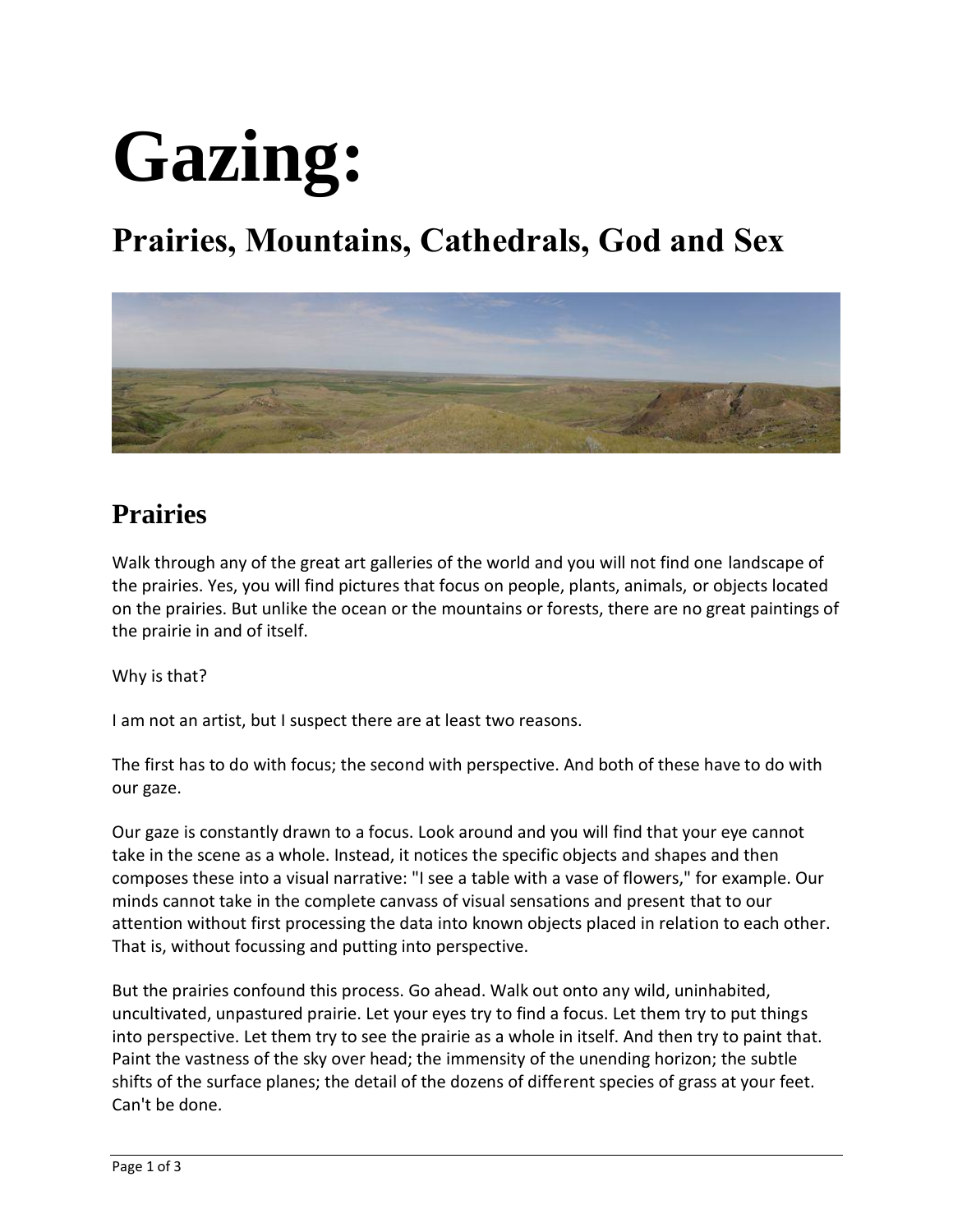# Gazing:

## Prairies, Mountains, Cathedrals, God and Sex

## Prairies

Walk through any of the great art galleries of the world and you will not find one landscape of the prairies. Yes, you will find pictures that focus on people, plants, animals, or objects located on the prairies. But unlike the ocean or the mountains or forests, there are no great paintings of the prairie in and of itself.

Why is that?

I am not an artist, but I suspect there are at least two reasons.

The first has to do with focus; the second with perspective. And both of these have to do with our gaze.

Our gaze is constantly drawn to a focus. Look around and you will find that your eye cannot take in the scene as a whole. Instead, it notices the specific objects and shapes and then composes these into a visual narrative: "I see a table with a vase of flowers," for example. Our minds cannot take in the complete canvass of visual sensations and present that to our attention without first processing the data into known objects placed in relation to each other. That is, without focussing and putting into perspective.

But the prairies confound this process. Go ahead. Walk out onto any wild, uninhabited, uncultivated, unpastured prairie. Let your eyes try to find a focus. Let them try to put things into perspective. Let them try to see the prairie as a whole in itself. And then try to paint that. Paint the vastness of the sky over head; the immensity of the unending horizon; the subtle shifts of the surface planes; the detail of the dozens of different species of grass at your feet. Can't be done.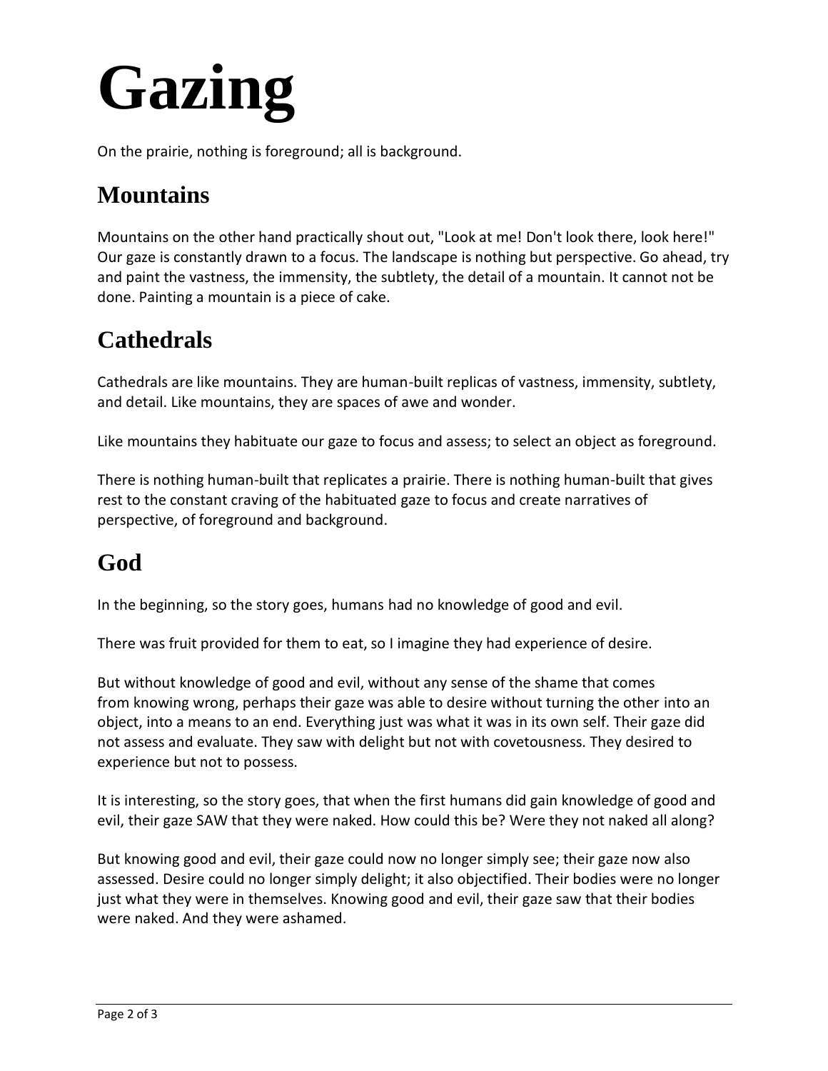# Gazing

On the prairie, nothing is foreground; all is background.

## Mountains

Mountains on the other hand practically shout out, "Look at me! Don't look there, look here!" Our gaze is constantly drawn to a focus. The landscape is nothing but perspective. Go ahead, try and paint the vastness, the immensity, the subtlety, the detail of a mountain. It cannot not be done. Painting a mountain is a piece of cake.

## Cathedrals

Cathedrals are like mountains. They are human-built replicas of vastness, immensity, subtlety, and detail. Like mountains, they are spaces of awe and wonder.

Like mountains they habituate our gaze to focus and assess; to select an object as foreground.

There is nothing human-built that replicates a prairie. There is nothing human-built that gives rest to the constant craving of the habituated gaze to focus and create narratives of perspective, of foreground and background.

## God

In the beginning, so the story goes, humans had no knowledge of good and evil.

There was fruit provided for them to eat, so I imagine they had experience of desire.

But without knowledge of good and evil, without any sense of the shame that comes from knowing wrong, perhaps their gaze was able to desire without turning the other into an object, into a means to an end. Everything just was what it was in its own self. Their gaze did not assess and evaluate. They saw with delight but not with covetousness. They desired to experience but not to possess.

It is interesting, so the story goes, that when the first humans did gain knowledge of good and evil, their gaze SAW that they were naked. How could this be? Were they not naked all along?

But knowing good and evil, their gaze could now no longer simply see; their gaze now also assessed. Desire could no longer simply delight; it also objectified. Their bodies were no longer just what they were in themselves. Knowing good and evil, their gaze saw that their bodies were naked. And they were ashamed.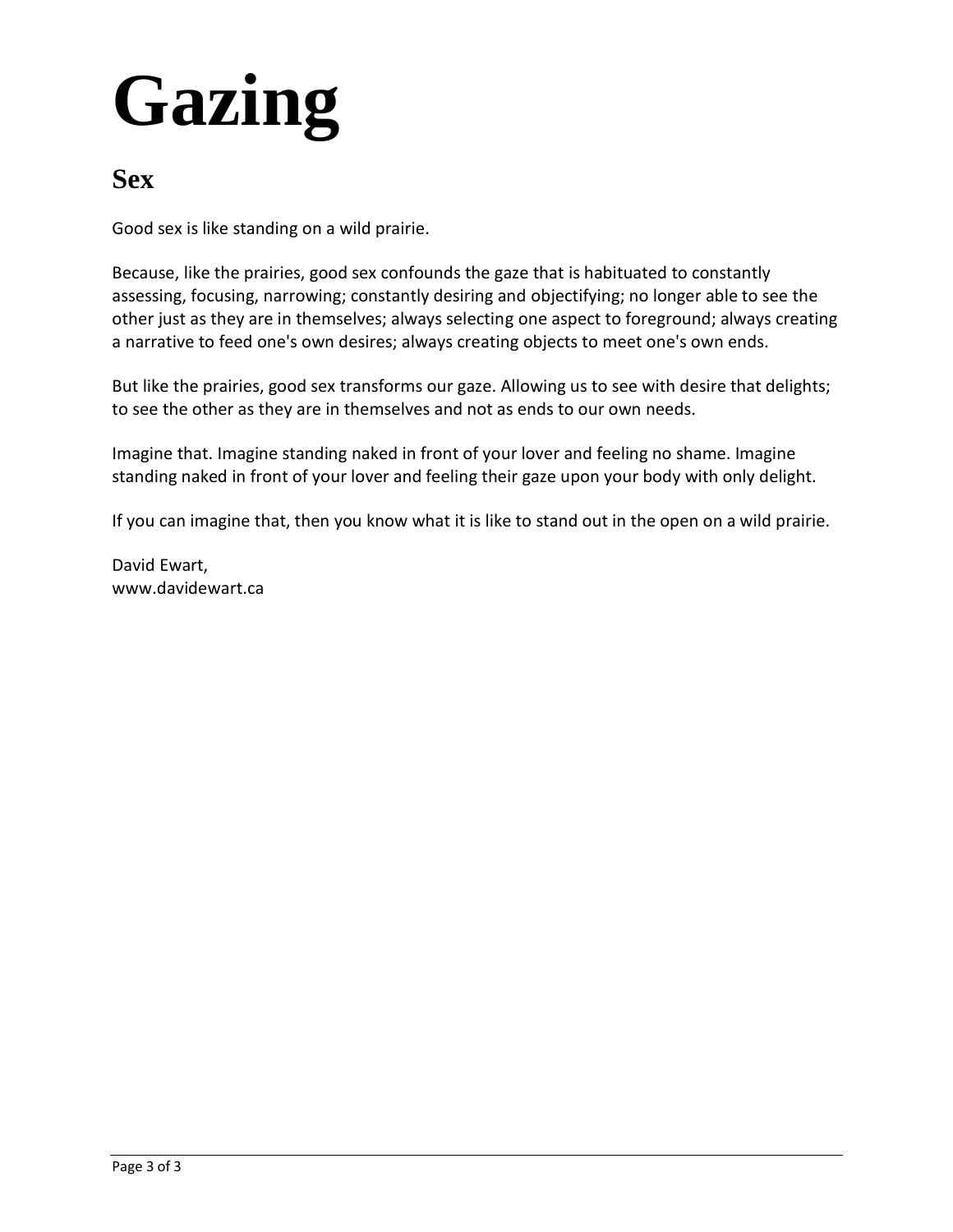# Gazing

## Sex

Good sex is like standing on a wild prairie.

Because, like the prairies, good sex confounds the gaze that is habituated to constantly assessing, focusing, narrowing; constantly desiring and objectifying; no longer able to see the other just as they are in themselves; always selecting one aspect to foreground; always creating a narrative to feed one's own desires; always creating objects to meet one's own ends.

But like the prairies, good sex transforms our gaze. Allowing us to see with desire that delights; to see the other as they are in themselves and not as ends to our own needs.

Imagine that. Imagine standing naked in front of your lover and feeling no shame. Imagine standing naked in front of your lover and feeling their gaze upon your body with only delight.

If you can imagine that, then you know what it is like to stand out in the open on a wild prairie.

David Ewart,  
www.davidewart.ca